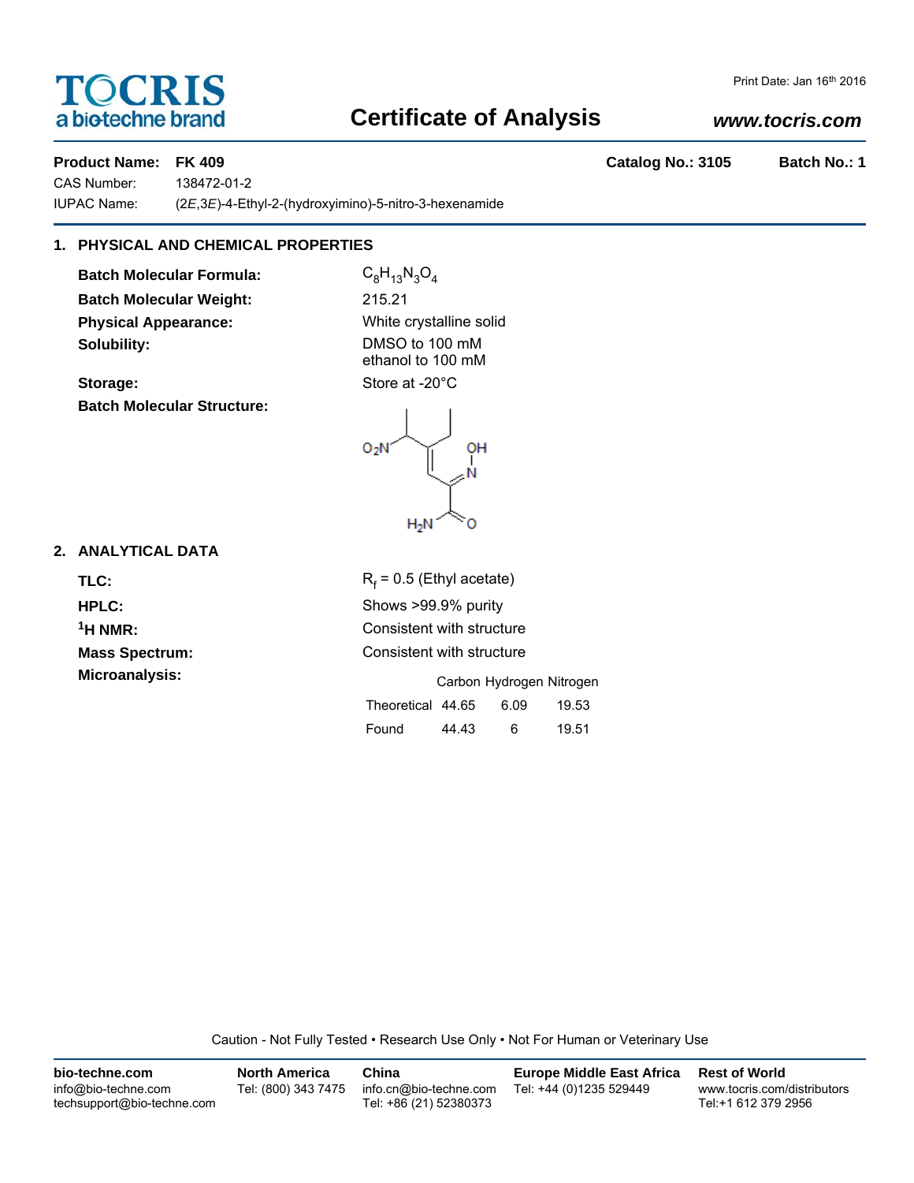# TOCRIS
a bio-techne brand

Print Date: Jan 16th 2016

## Certificate of Analysis

*www.tocris.com*

**Product Name: FK 409** **Catalog No.: 3105** **Batch No.: 1**

CAS Number: 138472-01-2

IUPAC Name: (2*E*,3*E*)-4-Ethyl-2-(hydroxyimino)-5-nitro-3-hexenamide

### 1. PHYSICAL AND CHEMICAL PROPERTIES

**Batch Molecular Formula:** $C_8H_{13}N_3O_4$

**Batch Molecular Weight:** 215.21

**Physical Appearance:** White crystalline solid

**Solubility:** DMSO to 100 mM
ethanol to 100 mM

**Storage:** Store at -20°C

**Batch Molecular Structure:**

### 2. ANALYTICAL DATA

**TLC:** $R_f$ = 0.5 (Ethyl acetate)

**HPLC:** Shows >99.9% purity

**$^1$H NMR:** Consistent with structure

**Mass Spectrum:** Consistent with structure

**Microanalysis:**

| | Carbon | Hydrogen | Nitrogen |
|---|---|---|---|
| Theoretical | 44.65 | 6.09 | 19.53 |
| Found | 44.43 | 6 | 19.51 |

Caution - Not Fully Tested • Research Use Only • Not For Human or Veterinary Use

**bio-techne.com**
info@bio-techne.com
techsupport@bio-techne.com

**North America**
Tel: (800) 343 7475

**China**
info.cn@bio-techne.com
Tel: +86 (21) 52380373

**Europe Middle East Africa**
Tel: +44 (0)1235 529449

**Rest of World**
www.tocris.com/distributors
Tel:+1 612 379 2956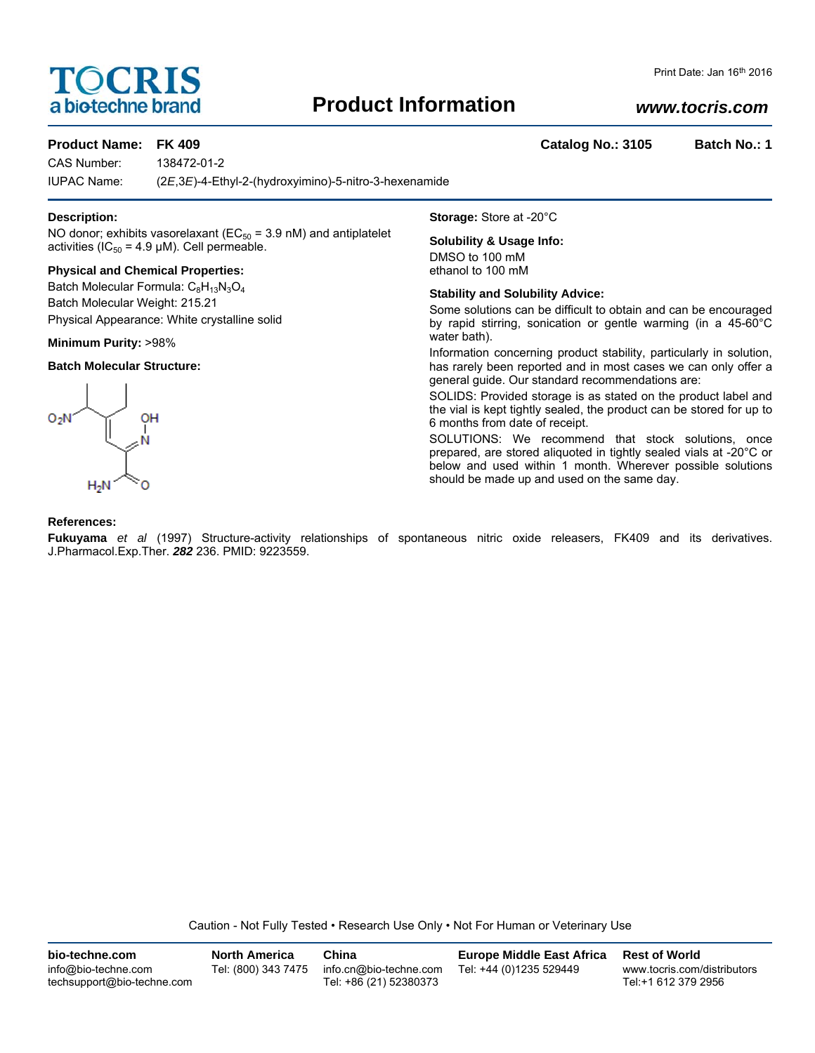# Product Information

**www.tocris.com**

Print Date: Jan 16th 2016

**Product Name: FK 409** **Catalog No.: 3105** **Batch No.: 1**

CAS Number: 138472-01-2

IUPAC Name: (2*E*,3*E*)-4-Ethyl-2-(hydroxyimino)-5-nitro-3-hexenamide

**Description:**

NO donor; exhibits vasorelaxant ($EC_{50}$ = 3.9 nM) and antiplatelet activities ($IC_{50}$ = 4.9 μM). Cell permeable.

**Physical and Chemical Properties:**

Batch Molecular Formula: $C_8H_{13}N_3O_4$

Batch Molecular Weight: 215.21

Physical Appearance: White crystalline solid

**Minimum Purity:** >98%

**Batch Molecular Structure:**

$O_2N$ OH N $H_2N$ O

**Storage:** Store at -20°C

**Solubility & Usage Info:**

DMSO to 100 mM

ethanol to 100 mM

**Stability and Solubility Advice:**

Some solutions can be difficult to obtain and can be encouraged by rapid stirring, sonication or gentle warming (in a 45-60°C water bath).

Information concerning product stability, particularly in solution, has rarely been reported and in most cases we can only offer a general guide. Our standard recommendations are:

SOLIDS: Provided storage is as stated on the product label and the vial is kept tightly sealed, the product can be stored for up to 6 months from date of receipt.

SOLUTIONS: We recommend that stock solutions, once prepared, are stored aliquoted in tightly sealed vials at -20°C or below and used within 1 month. Wherever possible solutions should be made up and used on the same day.

**References:**

**Fukuyama** *et al* (1997) Structure-activity relationships of spontaneous nitric oxide releasers, FK409 and its derivatives. J.Pharmacol.Exp.Ther. ***282*** 236. PMID: 9223559.

Caution - Not Fully Tested • Research Use Only • Not For Human or Veterinary Use

**bio-techne.com**
info@bio-techne.com
techsupport@bio-techne.com

**North America**
Tel: (800) 343 7475

**China**
info.cn@bio-techne.com
Tel: +86 (21) 52380373

**Europe Middle East Africa**
Tel: +44 (0)1235 529449

**Rest of World**
www.tocris.com/distributors
Tel:+1 612 379 2956